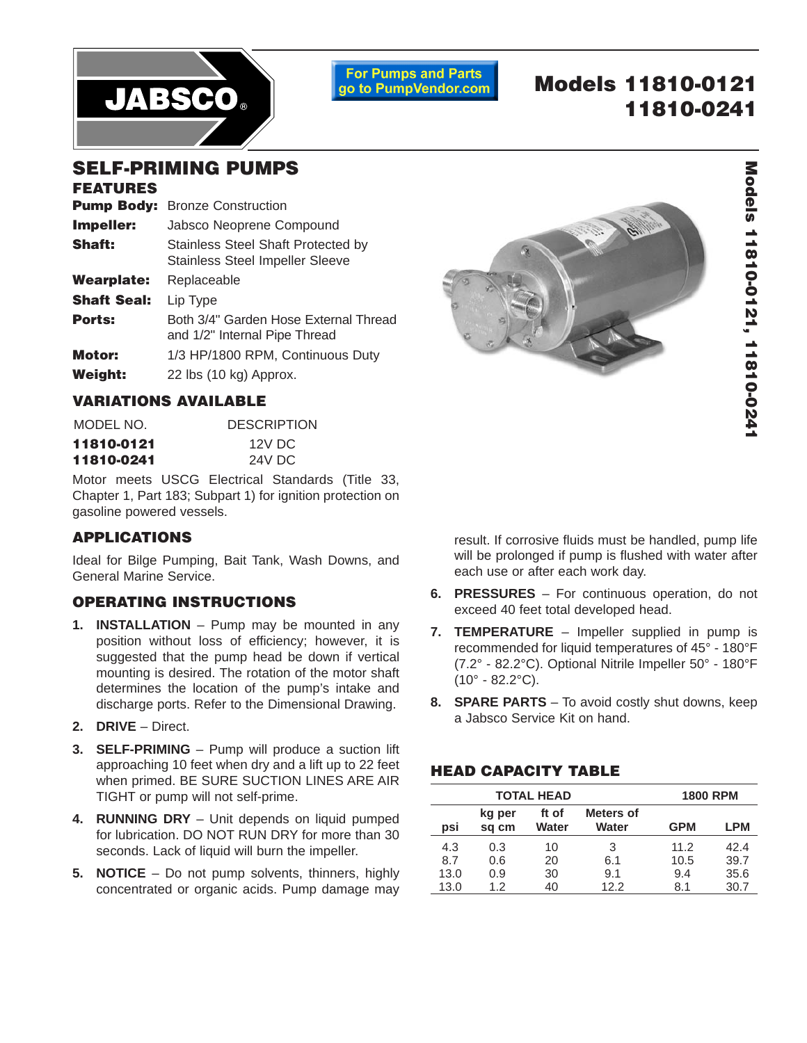**JABSCO**®

For Pumps and Parts go to PumpVendor.com

# Models 11810-0121 11810-0241

## SELF-PRIMING PUMPS

### FEATURES

| | |
|---|---|
| **Pump Body:** | Bronze Construction |
| **Impeller:** | Jabsco Neoprene Compound |
| **Shaft:** | Stainless Steel Shaft Protected by Stainless Steel Impeller Sleeve |
| **Wearplate:** | Replaceable |
| **Shaft Seal:** | Lip Type |
| **Ports:** | Both 3/4" Garden Hose External Thread and 1/2" Internal Pipe Thread |
| **Motor:** | 1/3 HP/1800 RPM, Continuous Duty |
| **Weight:** | 22 lbs (10 kg) Approx. |

### VARIATIONS AVAILABLE

| MODEL NO. | DESCRIPTION |
|---|---|
| **11810-0121** | 12V DC |
| **11810-0241** | 24V DC |

Motor meets USCG Electrical Standards (Title 33, Chapter 1, Part 183; Subpart 1) for ignition protection on gasoline powered vessels.

### APPLICATIONS

Ideal for Bilge Pumping, Bait Tank, Wash Downs, and General Marine Service.

### OPERATING INSTRUCTIONS

1. **INSTALLATION** – Pump may be mounted in any position without loss of efficiency; however, it is suggested that the pump head be down if vertical mounting is desired. The rotation of the motor shaft determines the location of the pump's intake and discharge ports. Refer to the Dimensional Drawing.
2. **DRIVE** – Direct.
3. **SELF-PRIMING** – Pump will produce a suction lift approaching 10 feet when dry and a lift up to 22 feet when primed. BE SURE SUCTION LINES ARE AIR TIGHT or pump will not self-prime.
4. **RUNNING DRY** – Unit depends on liquid pumped for lubrication. DO NOT RUN DRY for more than 30 seconds. Lack of liquid will burn the impeller.
5. **NOTICE** – Do not pump solvents, thinners, highly concentrated or organic acids. Pump damage may result. If corrosive fluids must be handled, pump life will be prolonged if pump is flushed with water after each use or after each work day.
6. **PRESSURES** – For continuous operation, do not exceed 40 feet total developed head.
7. **TEMPERATURE** – Impeller supplied in pump is recommended for liquid temperatures of 45° - 180°F (7.2° - 82.2°C). Optional Nitrile Impeller 50° - 180°F (10° - 82.2°C).
8. **SPARE PARTS** – To avoid costly shut downs, keep a Jabsco Service Kit on hand.

### HEAD CAPACITY TABLE

| TOTAL HEAD | | | | 1800 RPM | |
|---|---|---|---|---|---|
| psi | kg per sq cm | ft of Water | Meters of Water | GPM | LPM |
| 4.3 | 0.3 | 10 | 3 | 11.2 | 42.4 |
| 8.7 | 0.6 | 20 | 6.1 | 10.5 | 39.7 |
| 13.0 | 0.9 | 30 | 9.1 | 9.4 | 35.6 |
| 13.0 | 1.2 | 40 | 12.2 | 8.1 | 30.7 |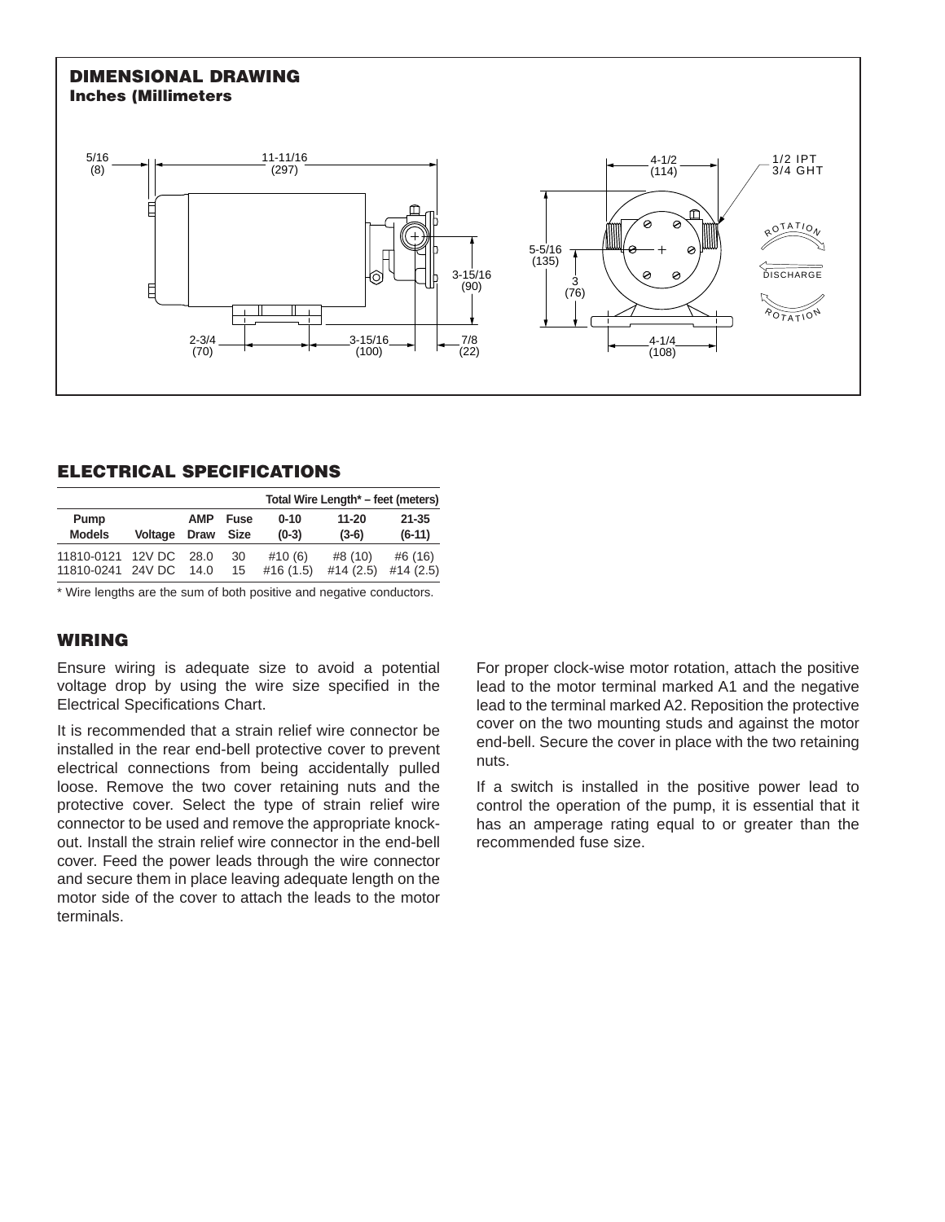## DIMENSIONAL DRAWING

**Inches (Millimeters**

## ELECTRICAL SPECIFICATIONS

| | | | | Total Wire Length* – feet (meters) | | |
|---|---|---|---|---|---|---|
| Pump Models | Voltage | AMP Draw | Fuse Size | 0-10 (0-3) | 11-20 (3-6) | 21-35 (6-11) |
| 11810-0121 | 12V DC | 28.0 | 30 | #10 (6) | #8 (10) | #6 (16) |
| 11810-0241 | 24V DC | 14.0 | 15 | #16 (1.5) | #14 (2.5) | #14 (2.5) |

* Wire lengths are the sum of both positive and negative conductors.

## WIRING

Ensure wiring is adequate size to avoid a potential voltage drop by using the wire size specified in the Electrical Specifications Chart.

It is recommended that a strain relief wire connector be installed in the rear end-bell protective cover to prevent electrical connections from being accidentally pulled loose. Remove the two cover retaining nuts and the protective cover. Select the type of strain relief wire connector to be used and remove the appropriate knock-out. Install the strain relief wire connector in the end-bell cover. Feed the power leads through the wire connector and secure them in place leaving adequate length on the motor side of the cover to attach the leads to the motor terminals.

For proper clock-wise motor rotation, attach the positive lead to the motor terminal marked A1 and the negative lead to the terminal marked A2. Reposition the protective cover on the two mounting studs and against the motor end-bell. Secure the cover in place with the two retaining nuts.

If a switch is installed in the positive power lead to control the operation of the pump, it is essential that it has an amperage rating equal to or greater than the recommended fuse size.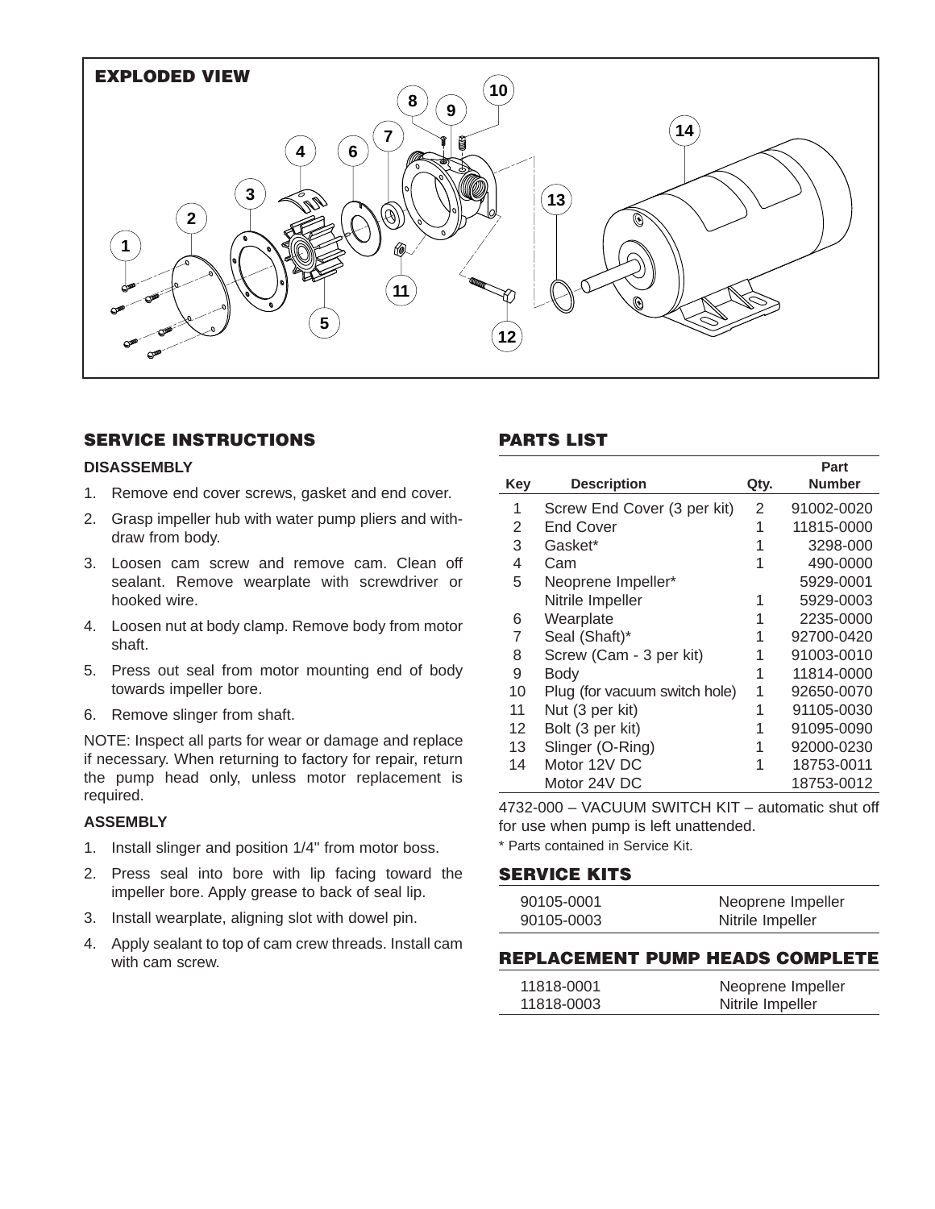## EXPLODED VIEW

## SERVICE INSTRUCTIONS

### DISASSEMBLY

1. Remove end cover screws, gasket and end cover.
2. Grasp impeller hub with water pump pliers and withdraw from body.
3. Loosen cam screw and remove cam. Clean off sealant. Remove wearplate with screwdriver or hooked wire.
4. Loosen nut at body clamp. Remove body from motor shaft.
5. Press out seal from motor mounting end of body towards impeller bore.
6. Remove slinger from shaft.

NOTE: Inspect all parts for wear or damage and replace if necessary. When returning to factory for repair, return the pump head only, unless motor replacement is required.

### ASSEMBLY

1. Install slinger and position 1/4" from motor boss.
2. Press seal into bore with lip facing toward the impeller bore. Apply grease to back of seal lip.
3. Install wearplate, aligning slot with dowel pin.
4. Apply sealant to top of cam crew threads. Install cam with cam screw.

## PARTS LIST

| Key | Description | Qty. | Part Number |
|---|---|---|---|
| 1 | Screw End Cover (3 per kit) | 2 | 91002-0020 |
| 2 | End Cover | 1 | 11815-0000 |
| 3 | Gasket* | 1 | 3298-000 |
| 4 | Cam | 1 | 490-0000 |
| 5 | Neoprene Impeller* | | 5929-0001 |
| | Nitrile Impeller | 1 | 5929-0003 |
| 6 | Wearplate | 1 | 2235-0000 |
| 7 | Seal (Shaft)* | 1 | 92700-0420 |
| 8 | Screw (Cam - 3 per kit) | 1 | 91003-0010 |
| 9 | Body | 1 | 11814-0000 |
| 10 | Plug (for vacuum switch hole) | 1 | 92650-0070 |
| 11 | Nut (3 per kit) | 1 | 91105-0030 |
| 12 | Bolt (3 per kit) | 1 | 91095-0090 |
| 13 | Slinger (O-Ring) | 1 | 92000-0230 |
| 14 | Motor 12V DC | 1 | 18753-0011 |
| | Motor 24V DC | | 18753-0012 |

4732-000 – VACUUM SWITCH KIT – automatic shut off for use when pump is left unattended.

\* Parts contained in Service Kit.

## SERVICE KITS

| | |
|---|---|
| 90105-0001 | Neoprene Impeller |
| 90105-0003 | Nitrile Impeller |

## REPLACEMENT PUMP HEADS COMPLETE

| | |
|---|---|
| 11818-0001 | Neoprene Impeller |
| 11818-0003 | Nitrile Impeller |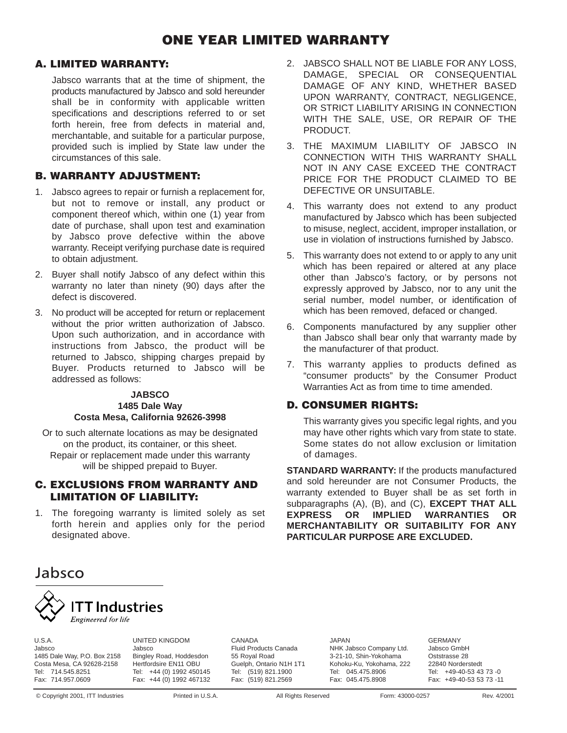# ONE YEAR LIMITED WARRANTY

## A. LIMITED WARRANTY:

Jabsco warrants that at the time of shipment, the products manufactured by Jabsco and sold hereunder shall be in conformity with applicable written specifications and descriptions referred to or set forth herein, free from defects in material and, merchantable, and suitable for a particular purpose, provided such is implied by State law under the circumstances of this sale.

## B. WARRANTY ADJUSTMENT:

1. Jabsco agrees to repair or furnish a replacement for, but not to remove or install, any product or component thereof which, within one (1) year from date of purchase, shall upon test and examination by Jabsco prove defective within the above warranty. Receipt verifying purchase date is required to obtain adjustment.
2. Buyer shall notify Jabsco of any defect within this warranty no later than ninety (90) days after the defect is discovered.
3. No product will be accepted for return or replacement without the prior written authorization of Jabsco. Upon such authorization, and in accordance with instructions from Jabsco, the product will be returned to Jabsco, shipping charges prepaid by Buyer. Products returned to Jabsco will be addressed as follows:

**JABSCO**
**1485 Dale Way**
**Costa Mesa, California 92626-3998**

Or to such alternate locations as may be designated on the product, its container, or this sheet. Repair or replacement made under this warranty will be shipped prepaid to Buyer.

## C. EXCLUSIONS FROM WARRANTY AND LIMITATION OF LIABILITY:

1. The foregoing warranty is limited solely as set forth herein and applies only for the period designated above.
2. JABSCO SHALL NOT BE LIABLE FOR ANY LOSS, DAMAGE, SPECIAL OR CONSEQUENTIAL DAMAGE OF ANY KIND, WHETHER BASED UPON WARRANTY, CONTRACT, NEGLIGENCE, OR STRICT LIABILITY ARISING IN CONNECTION WITH THE SALE, USE, OR REPAIR OF THE PRODUCT.
3. THE MAXIMUM LIABILITY OF JABSCO IN CONNECTION WITH THIS WARRANTY SHALL NOT IN ANY CASE EXCEED THE CONTRACT PRICE FOR THE PRODUCT CLAIMED TO BE DEFECTIVE OR UNSUITABLE.
4. This warranty does not extend to any product manufactured by Jabsco which has been subjected to misuse, neglect, accident, improper installation, or use in violation of instructions furnished by Jabsco.
5. This warranty does not extend to or apply to any unit which has been repaired or altered at any place other than Jabsco's factory, or by persons not expressly approved by Jabsco, nor to any unit the serial number, model number, or identification of which has been removed, defaced or changed.
6. Components manufactured by any supplier other than Jabsco shall bear only that warranty made by the manufacturer of that product.
7. This warranty applies to products defined as "consumer products" by the Consumer Product Warranties Act as from time to time amended.

## D. CONSUMER RIGHTS:

This warranty gives you specific legal rights, and you may have other rights which vary from state to state. Some states do not allow exclusion or limitation of damages.

**STANDARD WARRANTY:** If the products manufactured and sold hereunder are not Consumer Products, the warranty extended to Buyer shall be as set forth in subparagraphs (A), (B), and (C), **EXCEPT THAT ALL EXPRESS OR IMPLIED WARRANTIES OR MERCHANTABILITY OR SUITABILITY FOR ANY PARTICULAR PURPOSE ARE EXCLUDED.**

Jabsco

ITT Industries
*Engineered for life*

| U.S.A. | UNITED KINGDOM | CANADA | JAPAN | GERMANY |
|---|---|---|---|---|
| Jabsco | Jabsco | Fluid Products Canada | NHK Jabsco Company Ltd. | Jabsco GmbH |
| 1485 Dale Way, P.O. Box 2158 | Bingley Road, Hoddesdon | 55 Royal Road | 3-21-10, Shin-Yokohama | Oststrasse 28 |
| Costa Mesa, CA 92628-2158 | Hertfordsire EN11 OBU | Guelph, Ontario N1H 1T1 | Kohoku-Ku, Yokohama, 222 | 22840 Norderstedt |
| Tel: 714.545.8251 | Tel: +44 (0) 1992 450145 | Tel: (519) 821.1900 | Tel: 045.475.8906 | Tel: +49-40-53 43 73 -0 |
| Fax: 714.957.0609 | Fax: +44 (0) 1992 467132 | Fax: (519) 821.2569 | Fax: 045.475.8908 | Fax: +49-40-53 53 73 -11 |

© Copyright 2001, ITT Industries Printed in U.S.A. All Rights Reserved Form: 43000-0257 Rev. 4/2001